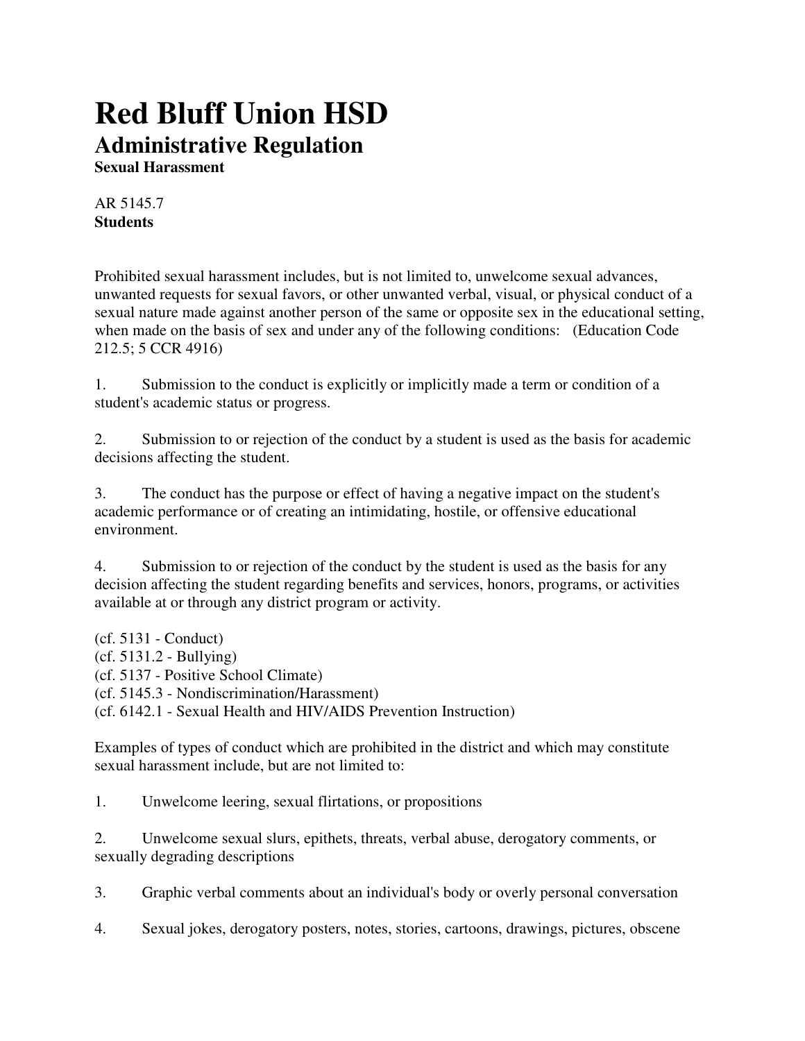# Red Bluff Union HSD

## Administrative Regulation

**Sexual Harassment**

AR 5145.7
**Students**

Prohibited sexual harassment includes, but is not limited to, unwelcome sexual advances, unwanted requests for sexual favors, or other unwanted verbal, visual, or physical conduct of a sexual nature made against another person of the same or opposite sex in the educational setting, when made on the basis of sex and under any of the following conditions: (Education Code 212.5; 5 CCR 4916)

1. Submission to the conduct is explicitly or implicitly made a term or condition of a student's academic status or progress.

2. Submission to or rejection of the conduct by a student is used as the basis for academic decisions affecting the student.

3. The conduct has the purpose or effect of having a negative impact on the student's academic performance or of creating an intimidating, hostile, or offensive educational environment.

4. Submission to or rejection of the conduct by the student is used as the basis for any decision affecting the student regarding benefits and services, honors, programs, or activities available at or through any district program or activity.

(cf. 5131 - Conduct)
(cf. 5131.2 - Bullying)
(cf. 5137 - Positive School Climate)
(cf. 5145.3 - Nondiscrimination/Harassment)
(cf. 6142.1 - Sexual Health and HIV/AIDS Prevention Instruction)

Examples of types of conduct which are prohibited in the district and which may constitute sexual harassment include, but are not limited to:

1. Unwelcome leering, sexual flirtations, or propositions

2. Unwelcome sexual slurs, epithets, threats, verbal abuse, derogatory comments, or sexually degrading descriptions

3. Graphic verbal comments about an individual's body or overly personal conversation

4. Sexual jokes, derogatory posters, notes, stories, cartoons, drawings, pictures, obscene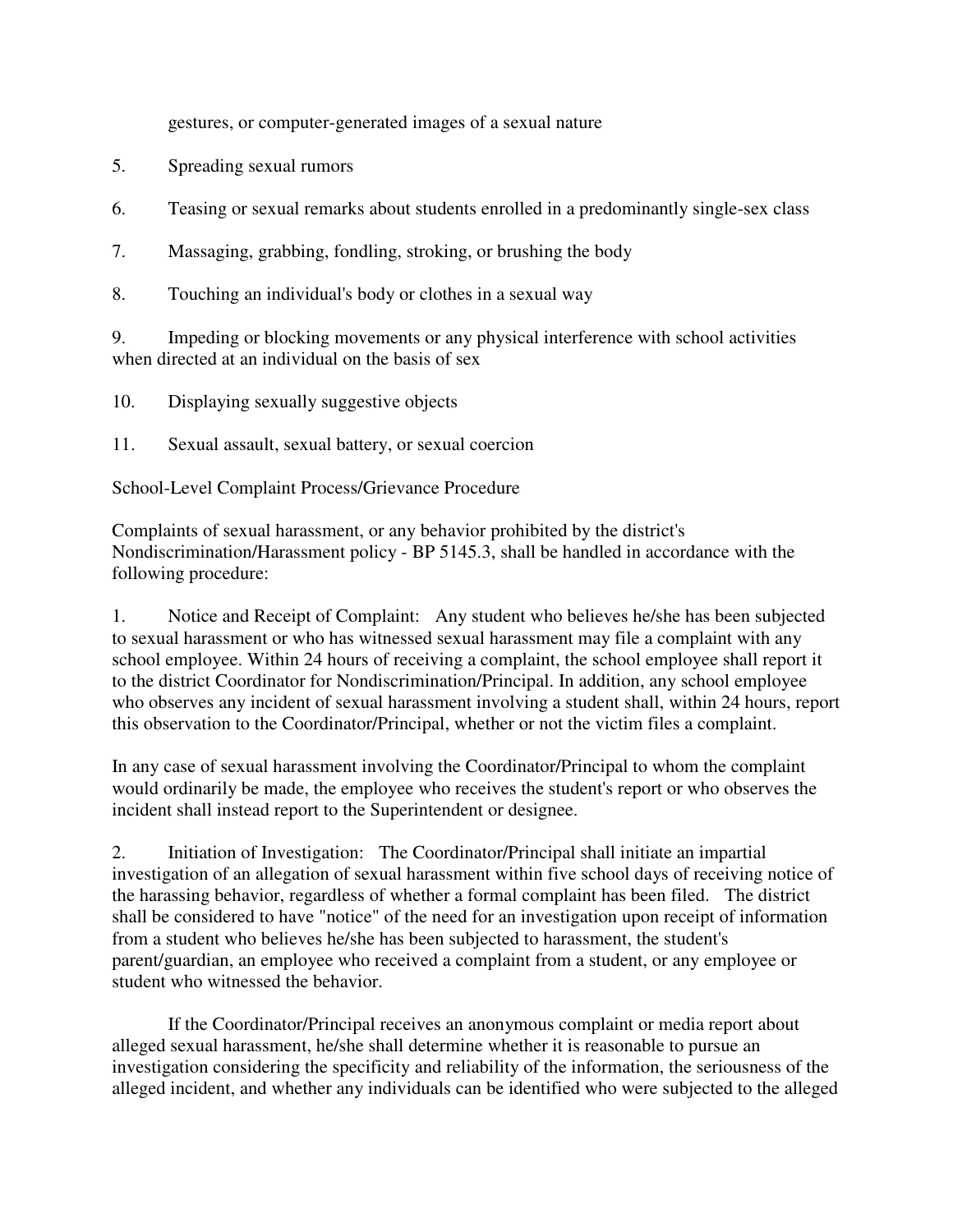gestures, or computer-generated images of a sexual nature

5. Spreading sexual rumors

6. Teasing or sexual remarks about students enrolled in a predominantly single-sex class

7. Massaging, grabbing, fondling, stroking, or brushing the body

8. Touching an individual's body or clothes in a sexual way

9. Impeding or blocking movements or any physical interference with school activities when directed at an individual on the basis of sex

10. Displaying sexually suggestive objects

11. Sexual assault, sexual battery, or sexual coercion

School-Level Complaint Process/Grievance Procedure

Complaints of sexual harassment, or any behavior prohibited by the district's Nondiscrimination/Harassment policy - BP 5145.3, shall be handled in accordance with the following procedure:

1. Notice and Receipt of Complaint: Any student who believes he/she has been subjected to sexual harassment or who has witnessed sexual harassment may file a complaint with any school employee. Within 24 hours of receiving a complaint, the school employee shall report it to the district Coordinator for Nondiscrimination/Principal. In addition, any school employee who observes any incident of sexual harassment involving a student shall, within 24 hours, report this observation to the Coordinator/Principal, whether or not the victim files a complaint.

In any case of sexual harassment involving the Coordinator/Principal to whom the complaint would ordinarily be made, the employee who receives the student's report or who observes the incident shall instead report to the Superintendent or designee.

2. Initiation of Investigation: The Coordinator/Principal shall initiate an impartial investigation of an allegation of sexual harassment within five school days of receiving notice of the harassing behavior, regardless of whether a formal complaint has been filed. The district shall be considered to have "notice" of the need for an investigation upon receipt of information from a student who believes he/she has been subjected to harassment, the student's parent/guardian, an employee who received a complaint from a student, or any employee or student who witnessed the behavior.

If the Coordinator/Principal receives an anonymous complaint or media report about alleged sexual harassment, he/she shall determine whether it is reasonable to pursue an investigation considering the specificity and reliability of the information, the seriousness of the alleged incident, and whether any individuals can be identified who were subjected to the alleged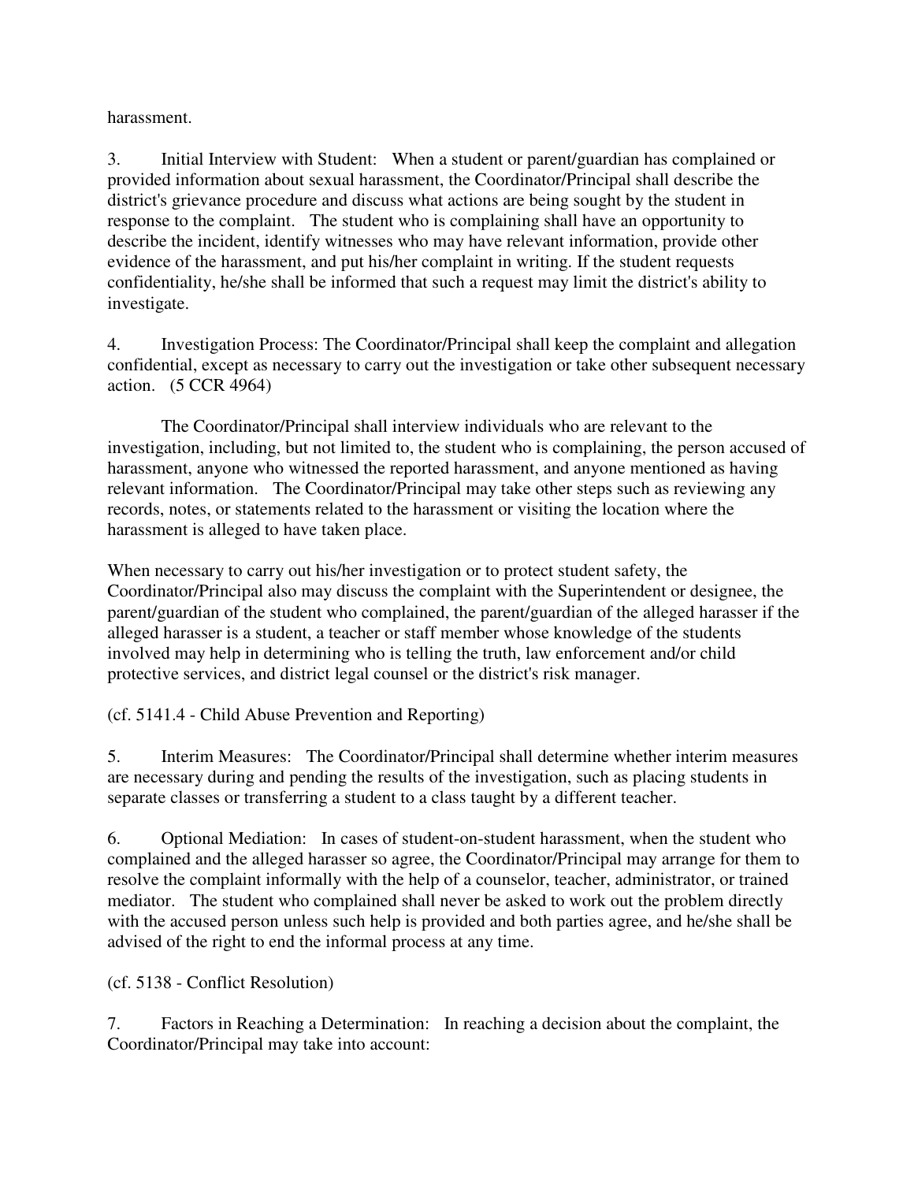harassment.

3. Initial Interview with Student: When a student or parent/guardian has complained or provided information about sexual harassment, the Coordinator/Principal shall describe the district's grievance procedure and discuss what actions are being sought by the student in response to the complaint. The student who is complaining shall have an opportunity to describe the incident, identify witnesses who may have relevant information, provide other evidence of the harassment, and put his/her complaint in writing. If the student requests confidentiality, he/she shall be informed that such a request may limit the district's ability to investigate.

4. Investigation Process: The Coordinator/Principal shall keep the complaint and allegation confidential, except as necessary to carry out the investigation or take other subsequent necessary action. (5 CCR 4964)

The Coordinator/Principal shall interview individuals who are relevant to the investigation, including, but not limited to, the student who is complaining, the person accused of harassment, anyone who witnessed the reported harassment, and anyone mentioned as having relevant information. The Coordinator/Principal may take other steps such as reviewing any records, notes, or statements related to the harassment or visiting the location where the harassment is alleged to have taken place.

When necessary to carry out his/her investigation or to protect student safety, the Coordinator/Principal also may discuss the complaint with the Superintendent or designee, the parent/guardian of the student who complained, the parent/guardian of the alleged harasser if the alleged harasser is a student, a teacher or staff member whose knowledge of the students involved may help in determining who is telling the truth, law enforcement and/or child protective services, and district legal counsel or the district's risk manager.

(cf. 5141.4 - Child Abuse Prevention and Reporting)

5. Interim Measures: The Coordinator/Principal shall determine whether interim measures are necessary during and pending the results of the investigation, such as placing students in separate classes or transferring a student to a class taught by a different teacher.

6. Optional Mediation: In cases of student-on-student harassment, when the student who complained and the alleged harasser so agree, the Coordinator/Principal may arrange for them to resolve the complaint informally with the help of a counselor, teacher, administrator, or trained mediator. The student who complained shall never be asked to work out the problem directly with the accused person unless such help is provided and both parties agree, and he/she shall be advised of the right to end the informal process at any time.

(cf. 5138 - Conflict Resolution)

7. Factors in Reaching a Determination: In reaching a decision about the complaint, the Coordinator/Principal may take into account: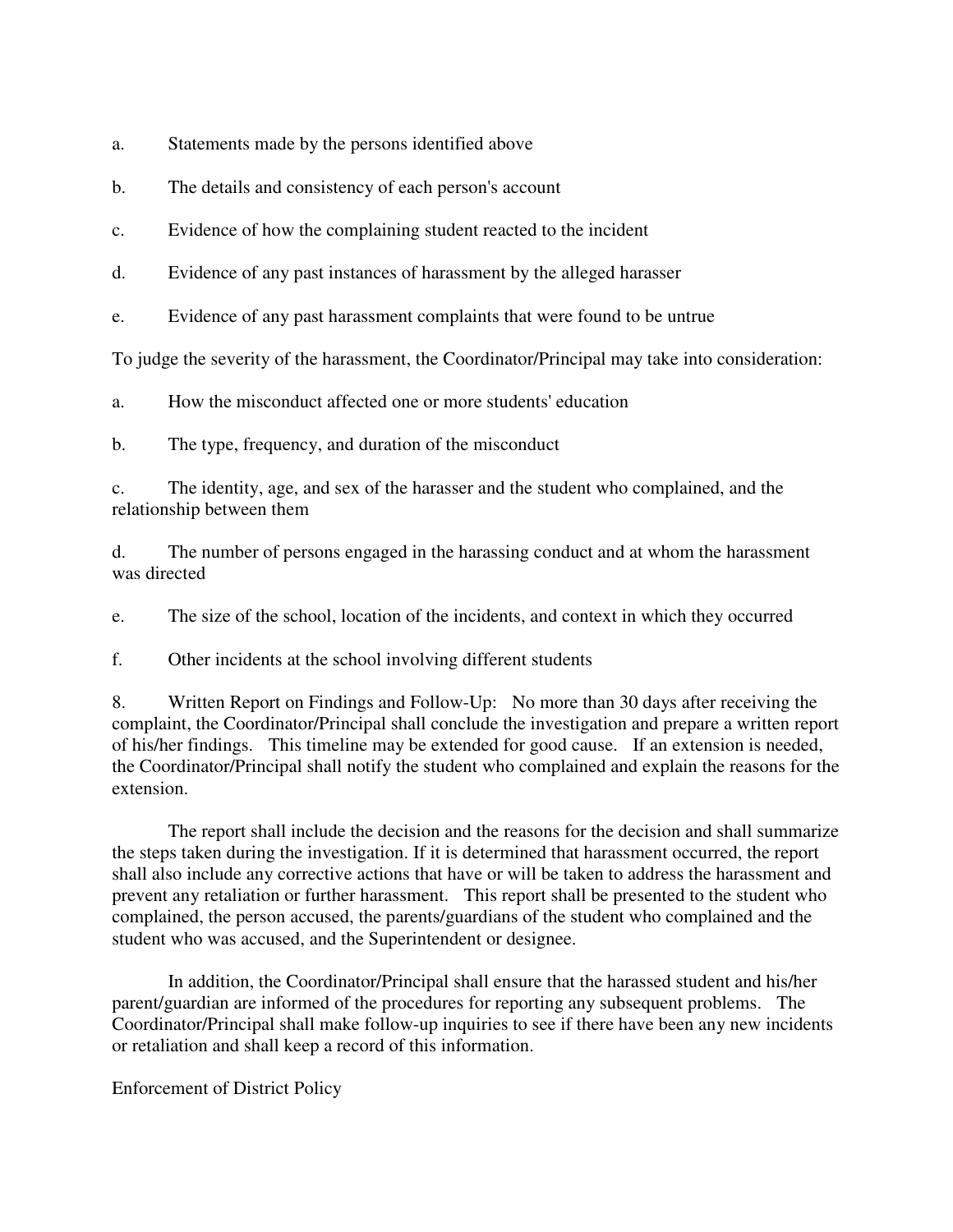a. Statements made by the persons identified above

b. The details and consistency of each person's account

c. Evidence of how the complaining student reacted to the incident

d. Evidence of any past instances of harassment by the alleged harasser

e. Evidence of any past harassment complaints that were found to be untrue

To judge the severity of the harassment, the Coordinator/Principal may take into consideration:

a. How the misconduct affected one or more students' education

b. The type, frequency, and duration of the misconduct

c. The identity, age, and sex of the harasser and the student who complained, and the relationship between them

d. The number of persons engaged in the harassing conduct and at whom the harassment was directed

e. The size of the school, location of the incidents, and context in which they occurred

f. Other incidents at the school involving different students

8. Written Report on Findings and Follow-Up: No more than 30 days after receiving the complaint, the Coordinator/Principal shall conclude the investigation and prepare a written report of his/her findings. This timeline may be extended for good cause. If an extension is needed, the Coordinator/Principal shall notify the student who complained and explain the reasons for the extension.

The report shall include the decision and the reasons for the decision and shall summarize the steps taken during the investigation. If it is determined that harassment occurred, the report shall also include any corrective actions that have or will be taken to address the harassment and prevent any retaliation or further harassment. This report shall be presented to the student who complained, the person accused, the parents/guardians of the student who complained and the student who was accused, and the Superintendent or designee.

In addition, the Coordinator/Principal shall ensure that the harassed student and his/her parent/guardian are informed of the procedures for reporting any subsequent problems. The Coordinator/Principal shall make follow-up inquiries to see if there have been any new incidents or retaliation and shall keep a record of this information.

Enforcement of District Policy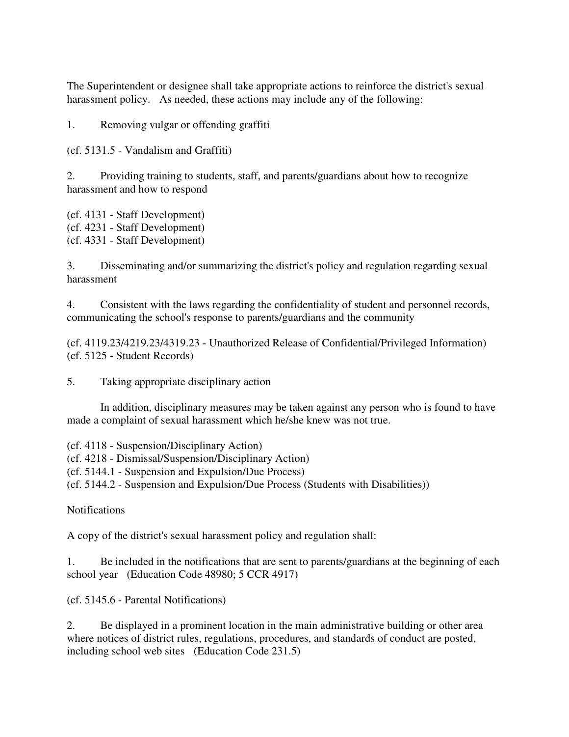The Superintendent or designee shall take appropriate actions to reinforce the district's sexual harassment policy. As needed, these actions may include any of the following:

1. Removing vulgar or offending graffiti

(cf. 5131.5 - Vandalism and Graffiti)

2. Providing training to students, staff, and parents/guardians about how to recognize harassment and how to respond

(cf. 4131 - Staff Development)
(cf. 4231 - Staff Development)
(cf. 4331 - Staff Development)

3. Disseminating and/or summarizing the district's policy and regulation regarding sexual harassment

4. Consistent with the laws regarding the confidentiality of student and personnel records, communicating the school's response to parents/guardians and the community

(cf. 4119.23/4219.23/4319.23 - Unauthorized Release of Confidential/Privileged Information)
(cf. 5125 - Student Records)

5. Taking appropriate disciplinary action

In addition, disciplinary measures may be taken against any person who is found to have made a complaint of sexual harassment which he/she knew was not true.

(cf. 4118 - Suspension/Disciplinary Action)
(cf. 4218 - Dismissal/Suspension/Disciplinary Action)
(cf. 5144.1 - Suspension and Expulsion/Due Process)
(cf. 5144.2 - Suspension and Expulsion/Due Process (Students with Disabilities))

Notifications

A copy of the district's sexual harassment policy and regulation shall:

1. Be included in the notifications that are sent to parents/guardians at the beginning of each school year (Education Code 48980; 5 CCR 4917)

(cf. 5145.6 - Parental Notifications)

2. Be displayed in a prominent location in the main administrative building or other area where notices of district rules, regulations, procedures, and standards of conduct are posted, including school web sites (Education Code 231.5)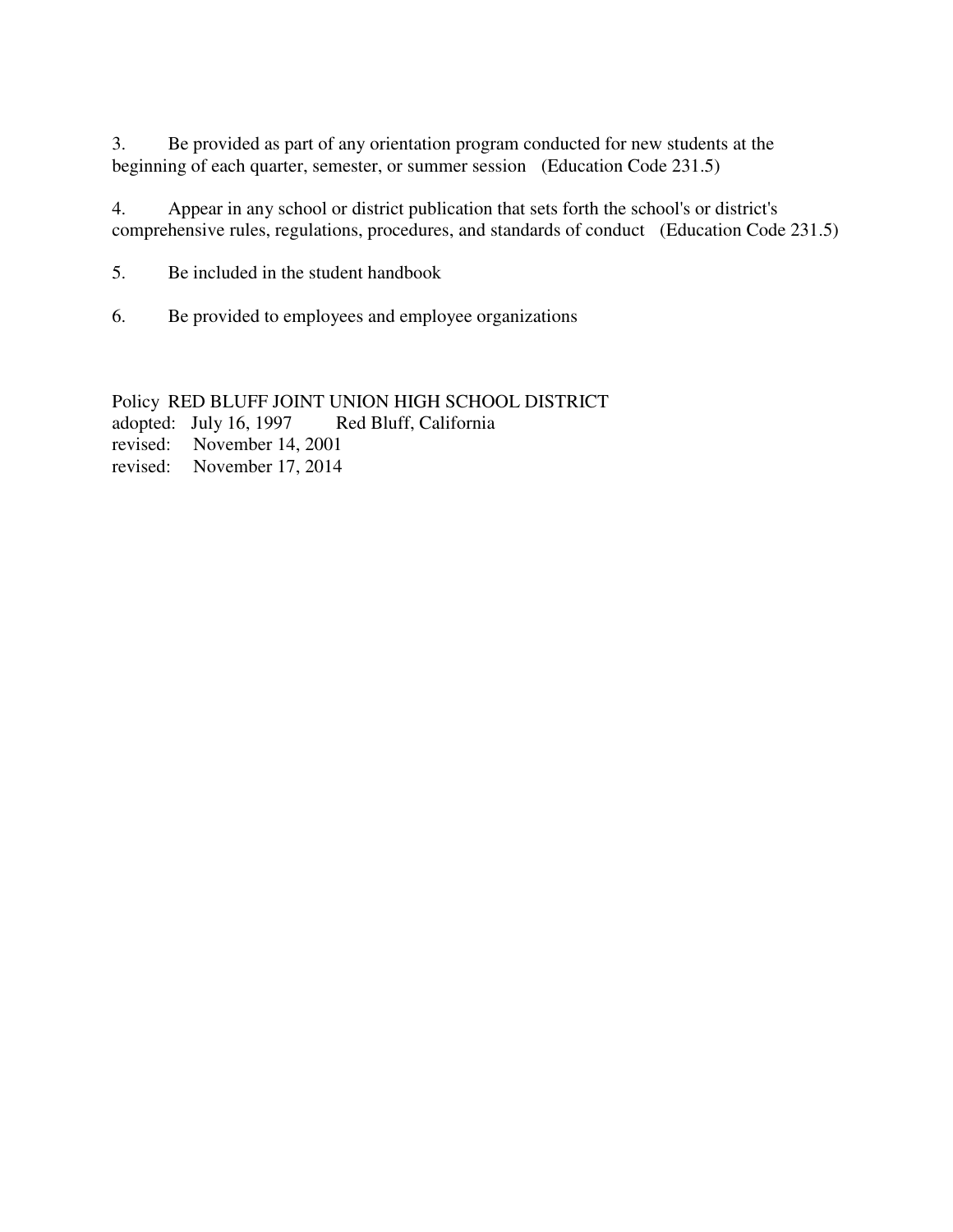3. Be provided as part of any orientation program conducted for new students at the beginning of each quarter, semester, or summer session (Education Code 231.5)

4. Appear in any school or district publication that sets forth the school's or district's comprehensive rules, regulations, procedures, and standards of conduct (Education Code 231.5)

5. Be included in the student handbook

6. Be provided to employees and employee organizations

Policy RED BLUFF JOINT UNION HIGH SCHOOL DISTRICT
adopted: July 16, 1997 Red Bluff, California
revised: November 14, 2001
revised: November 17, 2014